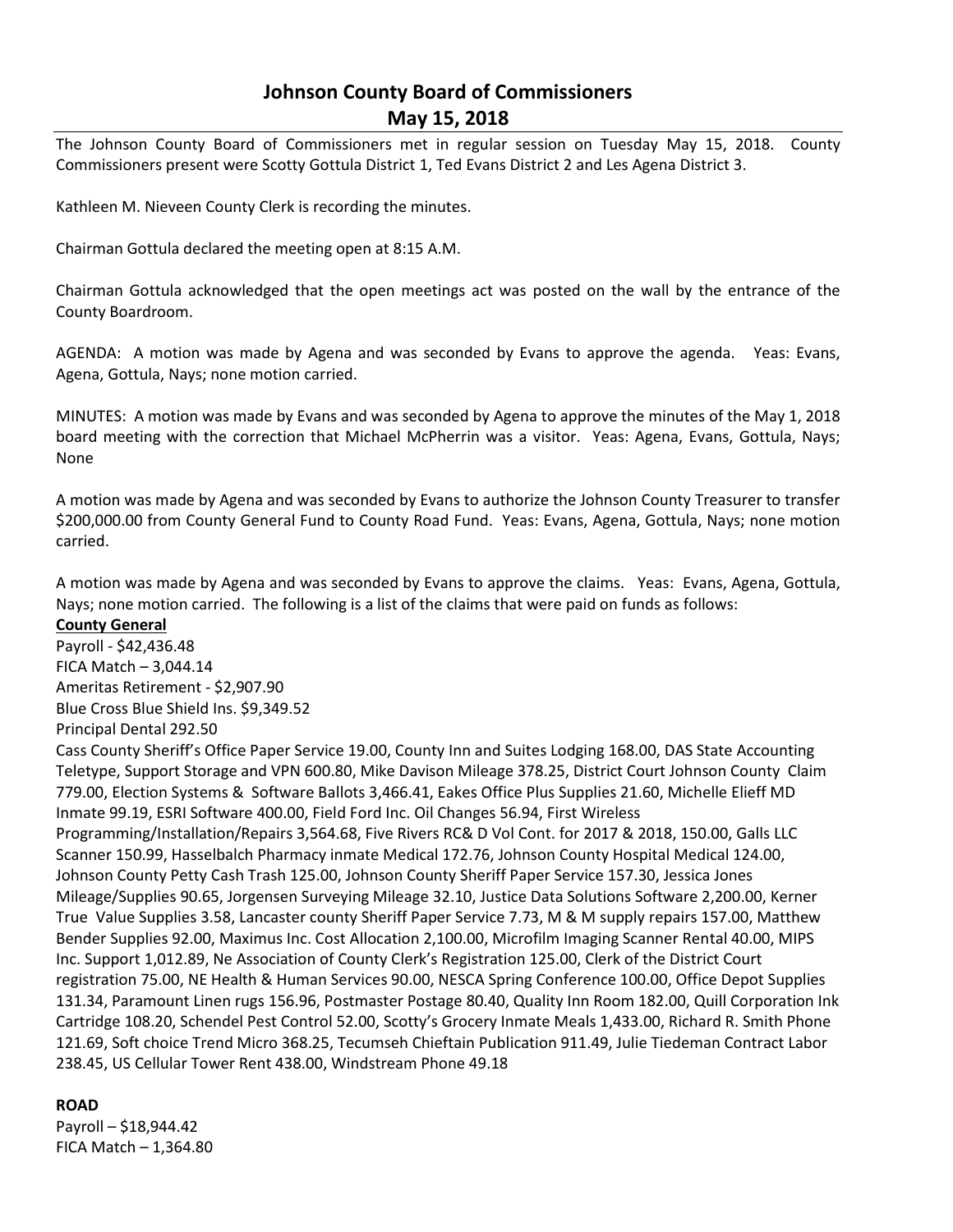# Johnson County Board of Commissioners
## May 15, 2018

The Johnson County Board of Commissioners met in regular session on Tuesday May 15, 2018. County Commissioners present were Scotty Gottula District 1, Ted Evans District 2 and Les Agena District 3.

Kathleen M. Nieveen County Clerk is recording the minutes.

Chairman Gottula declared the meeting open at 8:15 A.M.

Chairman Gottula acknowledged that the open meetings act was posted on the wall by the entrance of the County Boardroom.

AGENDA: A motion was made by Agena and was seconded by Evans to approve the agenda. Yeas: Evans, Agena, Gottula, Nays; none motion carried.

MINUTES: A motion was made by Evans and was seconded by Agena to approve the minutes of the May 1, 2018 board meeting with the correction that Michael McPherrin was a visitor. Yeas: Agena, Evans, Gottula, Nays; None

A motion was made by Agena and was seconded by Evans to authorize the Johnson County Treasurer to transfer $200,000.00 from County General Fund to County Road Fund. Yeas: Evans, Agena, Gottula, Nays; none motion carried.

A motion was made by Agena and was seconded by Evans to approve the claims. Yeas: Evans, Agena, Gottula, Nays; none motion carried. The following is a list of the claims that were paid on funds as follows:

**County General**

Payroll - $42,436.48
FICA Match – 3,044.14
Ameritas Retirement - $2,907.90
Blue Cross Blue Shield Ins. $9,349.52
Principal Dental 292.50
Cass County Sheriff's Office Paper Service 19.00, County Inn and Suites Lodging 168.00, DAS State Accounting Teletype, Support Storage and VPN 600.80, Mike Davison Mileage 378.25, District Court Johnson County Claim 779.00, Election Systems & Software Ballots 3,466.41, Eakes Office Plus Supplies 21.60, Michelle Elieff MD Inmate 99.19, ESRI Software 400.00, Field Ford Inc. Oil Changes 56.94, First Wireless Programming/Installation/Repairs 3,564.68, Five Rivers RC& D Vol Cont. for 2017 & 2018, 150.00, Galls LLC Scanner 150.99, Hasselbalch Pharmacy inmate Medical 172.76, Johnson County Hospital Medical 124.00, Johnson County Petty Cash Trash 125.00, Johnson County Sheriff Paper Service 157.30, Jessica Jones Mileage/Supplies 90.65, Jorgensen Surveying Mileage 32.10, Justice Data Solutions Software 2,200.00, Kerner True Value Supplies 3.58, Lancaster county Sheriff Paper Service 7.73, M & M supply repairs 157.00, Matthew Bender Supplies 92.00, Maximus Inc. Cost Allocation 2,100.00, Microfilm Imaging Scanner Rental 40.00, MIPS Inc. Support 1,012.89, Ne Association of County Clerk's Registration 125.00, Clerk of the District Court registration 75.00, NE Health & Human Services 90.00, NESCA Spring Conference 100.00, Office Depot Supplies 131.34, Paramount Linen rugs 156.96, Postmaster Postage 80.40, Quality Inn Room 182.00, Quill Corporation Ink Cartridge 108.20, Schendel Pest Control 52.00, Scotty's Grocery Inmate Meals 1,433.00, Richard R. Smith Phone 121.69, Soft choice Trend Micro 368.25, Tecumseh Chieftain Publication 911.49, Julie Tiedeman Contract Labor 238.45, US Cellular Tower Rent 438.00, Windstream Phone 49.18

**ROAD**

Payroll – $18,944.42
FICA Match – 1,364.80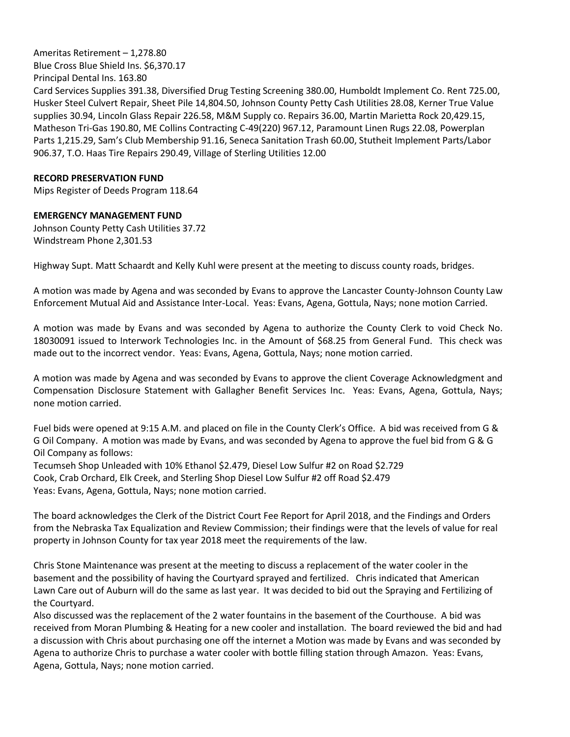Ameritas Retirement – 1,278.80
Blue Cross Blue Shield Ins. $6,370.17
Principal Dental Ins. 163.80
Card Services Supplies 391.38, Diversified Drug Testing Screening 380.00, Humboldt Implement Co. Rent 725.00, Husker Steel Culvert Repair, Sheet Pile 14,804.50, Johnson County Petty Cash Utilities 28.08, Kerner True Value supplies 30.94, Lincoln Glass Repair 226.58, M&M Supply co. Repairs 36.00, Martin Marietta Rock 20,429.15, Matheson Tri-Gas 190.80, ME Collins Contracting C-49(220) 967.12, Paramount Linen Rugs 22.08, Powerplan Parts 1,215.29, Sam's Club Membership 91.16, Seneca Sanitation Trash 60.00, Stutheit Implement Parts/Labor 906.37, T.O. Haas Tire Repairs 290.49, Village of Sterling Utilities 12.00

**RECORD PRESERVATION FUND**
Mips Register of Deeds Program 118.64

**EMERGENCY MANAGEMENT FUND**
Johnson County Petty Cash Utilities 37.72
Windstream Phone 2,301.53

Highway Supt. Matt Schaardt and Kelly Kuhl were present at the meeting to discuss county roads, bridges.

A motion was made by Agena and was seconded by Evans to approve the Lancaster County-Johnson County Law Enforcement Mutual Aid and Assistance Inter-Local. Yeas: Evans, Agena, Gottula, Nays; none motion Carried.

A motion was made by Evans and was seconded by Agena to authorize the County Clerk to void Check No. 18030091 issued to Interwork Technologies Inc. in the Amount of $68.25 from General Fund. This check was made out to the incorrect vendor. Yeas: Evans, Agena, Gottula, Nays; none motion carried.

A motion was made by Agena and was seconded by Evans to approve the client Coverage Acknowledgment and Compensation Disclosure Statement with Gallagher Benefit Services Inc. Yeas: Evans, Agena, Gottula, Nays; none motion carried.

Fuel bids were opened at 9:15 A.M. and placed on file in the County Clerk's Office. A bid was received from G & G Oil Company. A motion was made by Evans, and was seconded by Agena to approve the fuel bid from G & G Oil Company as follows:
Tecumseh Shop Unleaded with 10% Ethanol $2.479, Diesel Low Sulfur #2 on Road $2.729
Cook, Crab Orchard, Elk Creek, and Sterling Shop Diesel Low Sulfur #2 off Road $2.479
Yeas: Evans, Agena, Gottula, Nays; none motion carried.

The board acknowledges the Clerk of the District Court Fee Report for April 2018, and the Findings and Orders from the Nebraska Tax Equalization and Review Commission; their findings were that the levels of value for real property in Johnson County for tax year 2018 meet the requirements of the law.

Chris Stone Maintenance was present at the meeting to discuss a replacement of the water cooler in the basement and the possibility of having the Courtyard sprayed and fertilized. Chris indicated that American Lawn Care out of Auburn will do the same as last year. It was decided to bid out the Spraying and Fertilizing of the Courtyard.
Also discussed was the replacement of the 2 water fountains in the basement of the Courthouse. A bid was received from Moran Plumbing & Heating for a new cooler and installation. The board reviewed the bid and had a discussion with Chris about purchasing one off the internet a Motion was made by Evans and was seconded by Agena to authorize Chris to purchase a water cooler with bottle filling station through Amazon. Yeas: Evans, Agena, Gottula, Nays; none motion carried.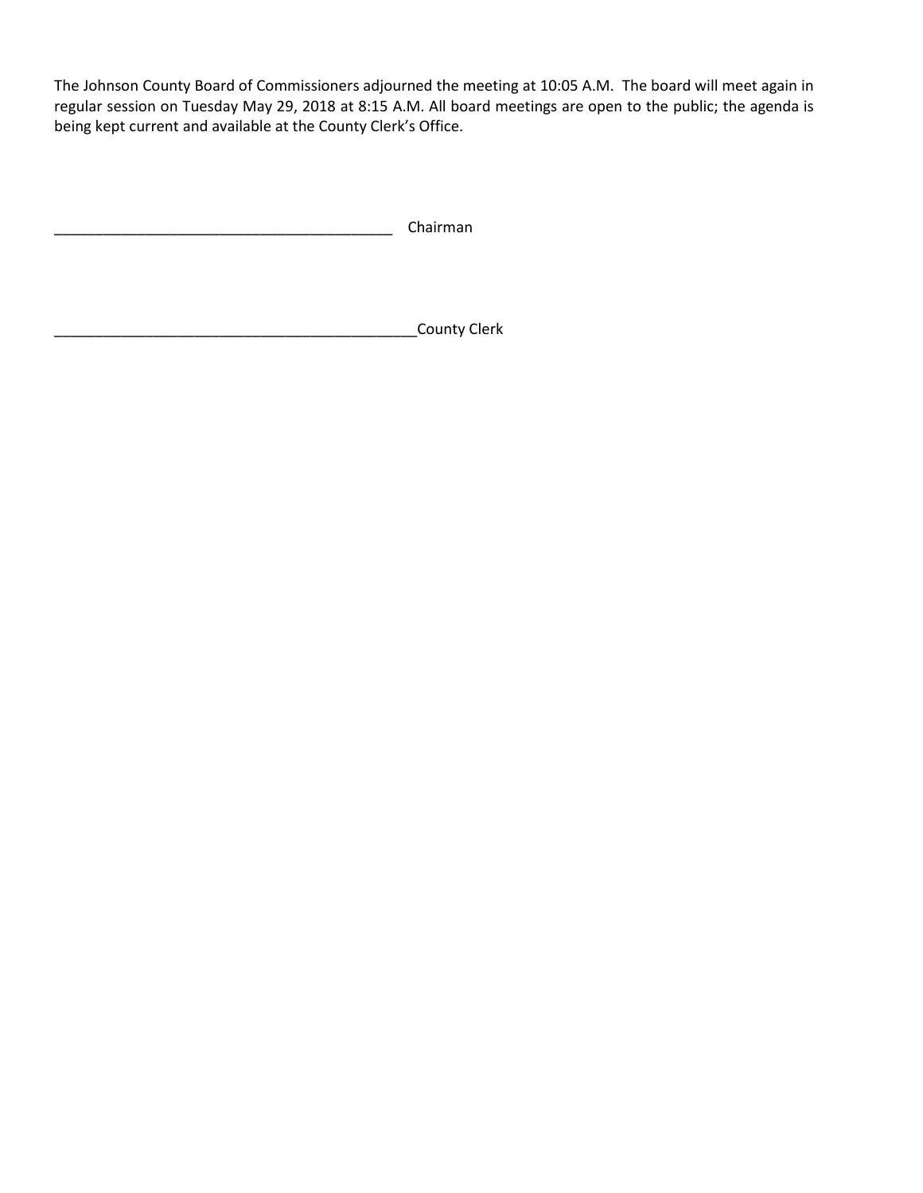The Johnson County Board of Commissioners adjourned the meeting at 10:05 A.M. The board will meet again in regular session on Tuesday May 29, 2018 at 8:15 A.M. All board meetings are open to the public; the agenda is being kept current and available at the County Clerk's Office.

__________________________________________ Chairman

_____________________________________________County Clerk